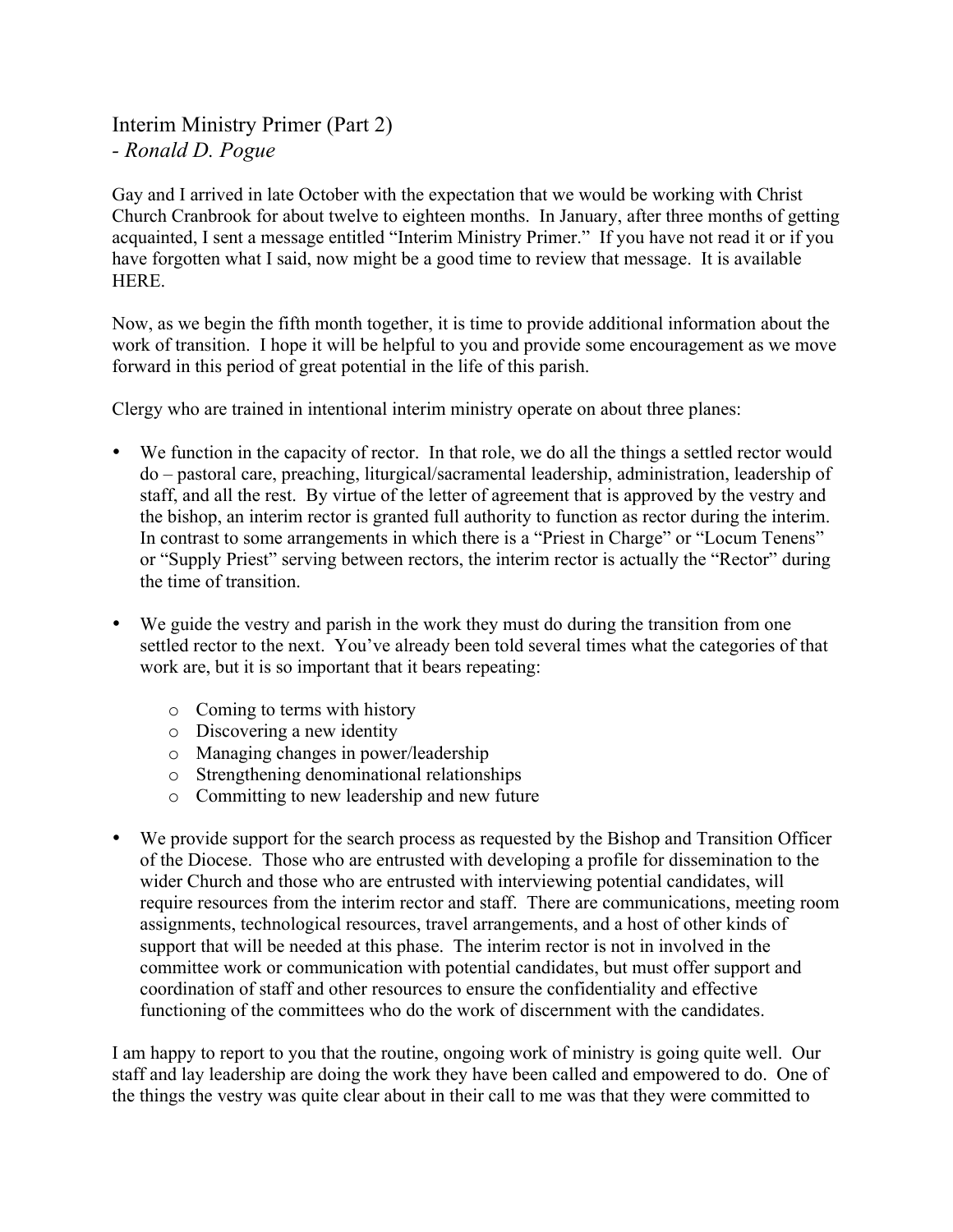# Interim Ministry Primer (Part 2)
*- Ronald D. Pogue*

Gay and I arrived in late October with the expectation that we would be working with Christ Church Cranbrook for about twelve to eighteen months. In January, after three months of getting acquainted, I sent a message entitled "Interim Ministry Primer." If you have not read it or if you have forgotten what I said, now might be a good time to review that message. It is available HERE.

Now, as we begin the fifth month together, it is time to provide additional information about the work of transition. I hope it will be helpful to you and provide some encouragement as we move forward in this period of great potential in the life of this parish.

Clergy who are trained in intentional interim ministry operate on about three planes:

- We function in the capacity of rector. In that role, we do all the things a settled rector would do – pastoral care, preaching, liturgical/sacramental leadership, administration, leadership of staff, and all the rest. By virtue of the letter of agreement that is approved by the vestry and the bishop, an interim rector is granted full authority to function as rector during the interim. In contrast to some arrangements in which there is a "Priest in Charge" or "Locum Tenens" or "Supply Priest" serving between rectors, the interim rector is actually the "Rector" during the time of transition.
- We guide the vestry and parish in the work they must do during the transition from one settled rector to the next. You've already been told several times what the categories of that work are, but it is so important that it bears repeating:
  - Coming to terms with history
  - Discovering a new identity
  - Managing changes in power/leadership
  - Strengthening denominational relationships
  - Committing to new leadership and new future
- We provide support for the search process as requested by the Bishop and Transition Officer of the Diocese. Those who are entrusted with developing a profile for dissemination to the wider Church and those who are entrusted with interviewing potential candidates, will require resources from the interim rector and staff. There are communications, meeting room assignments, technological resources, travel arrangements, and a host of other kinds of support that will be needed at this phase. The interim rector is not in involved in the committee work or communication with potential candidates, but must offer support and coordination of staff and other resources to ensure the confidentiality and effective functioning of the committees who do the work of discernment with the candidates.

I am happy to report to you that the routine, ongoing work of ministry is going quite well. Our staff and lay leadership are doing the work they have been called and empowered to do. One of the things the vestry was quite clear about in their call to me was that they were committed to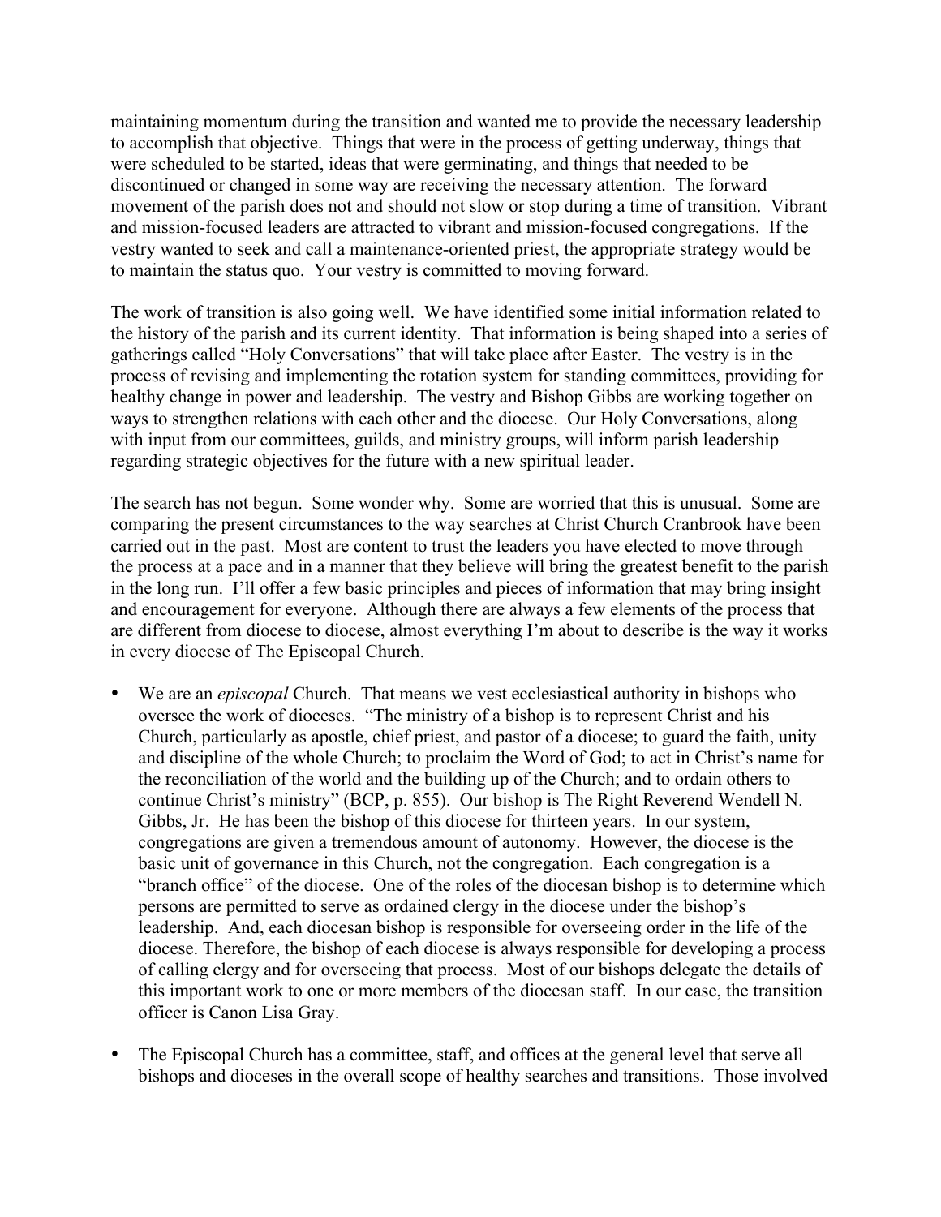maintaining momentum during the transition and wanted me to provide the necessary leadership to accomplish that objective. Things that were in the process of getting underway, things that were scheduled to be started, ideas that were germinating, and things that needed to be discontinued or changed in some way are receiving the necessary attention. The forward movement of the parish does not and should not slow or stop during a time of transition. Vibrant and mission-focused leaders are attracted to vibrant and mission-focused congregations. If the vestry wanted to seek and call a maintenance-oriented priest, the appropriate strategy would be to maintain the status quo. Your vestry is committed to moving forward.

The work of transition is also going well. We have identified some initial information related to the history of the parish and its current identity. That information is being shaped into a series of gatherings called "Holy Conversations" that will take place after Easter. The vestry is in the process of revising and implementing the rotation system for standing committees, providing for healthy change in power and leadership. The vestry and Bishop Gibbs are working together on ways to strengthen relations with each other and the diocese. Our Holy Conversations, along with input from our committees, guilds, and ministry groups, will inform parish leadership regarding strategic objectives for the future with a new spiritual leader.

The search has not begun. Some wonder why. Some are worried that this is unusual. Some are comparing the present circumstances to the way searches at Christ Church Cranbrook have been carried out in the past. Most are content to trust the leaders you have elected to move through the process at a pace and in a manner that they believe will bring the greatest benefit to the parish in the long run. I'll offer a few basic principles and pieces of information that may bring insight and encouragement for everyone. Although there are always a few elements of the process that are different from diocese to diocese, almost everything I'm about to describe is the way it works in every diocese of The Episcopal Church.

- We are an *episcopal* Church. That means we vest ecclesiastical authority in bishops who oversee the work of dioceses. "The ministry of a bishop is to represent Christ and his Church, particularly as apostle, chief priest, and pastor of a diocese; to guard the faith, unity and discipline of the whole Church; to proclaim the Word of God; to act in Christ's name for the reconciliation of the world and the building up of the Church; and to ordain others to continue Christ's ministry" (BCP, p. 855). Our bishop is The Right Reverend Wendell N. Gibbs, Jr. He has been the bishop of this diocese for thirteen years. In our system, congregations are given a tremendous amount of autonomy. However, the diocese is the basic unit of governance in this Church, not the congregation. Each congregation is a "branch office" of the diocese. One of the roles of the diocesan bishop is to determine which persons are permitted to serve as ordained clergy in the diocese under the bishop's leadership. And, each diocesan bishop is responsible for overseeing order in the life of the diocese. Therefore, the bishop of each diocese is always responsible for developing a process of calling clergy and for overseeing that process. Most of our bishops delegate the details of this important work to one or more members of the diocesan staff. In our case, the transition officer is Canon Lisa Gray.

- The Episcopal Church has a committee, staff, and offices at the general level that serve all bishops and dioceses in the overall scope of healthy searches and transitions. Those involved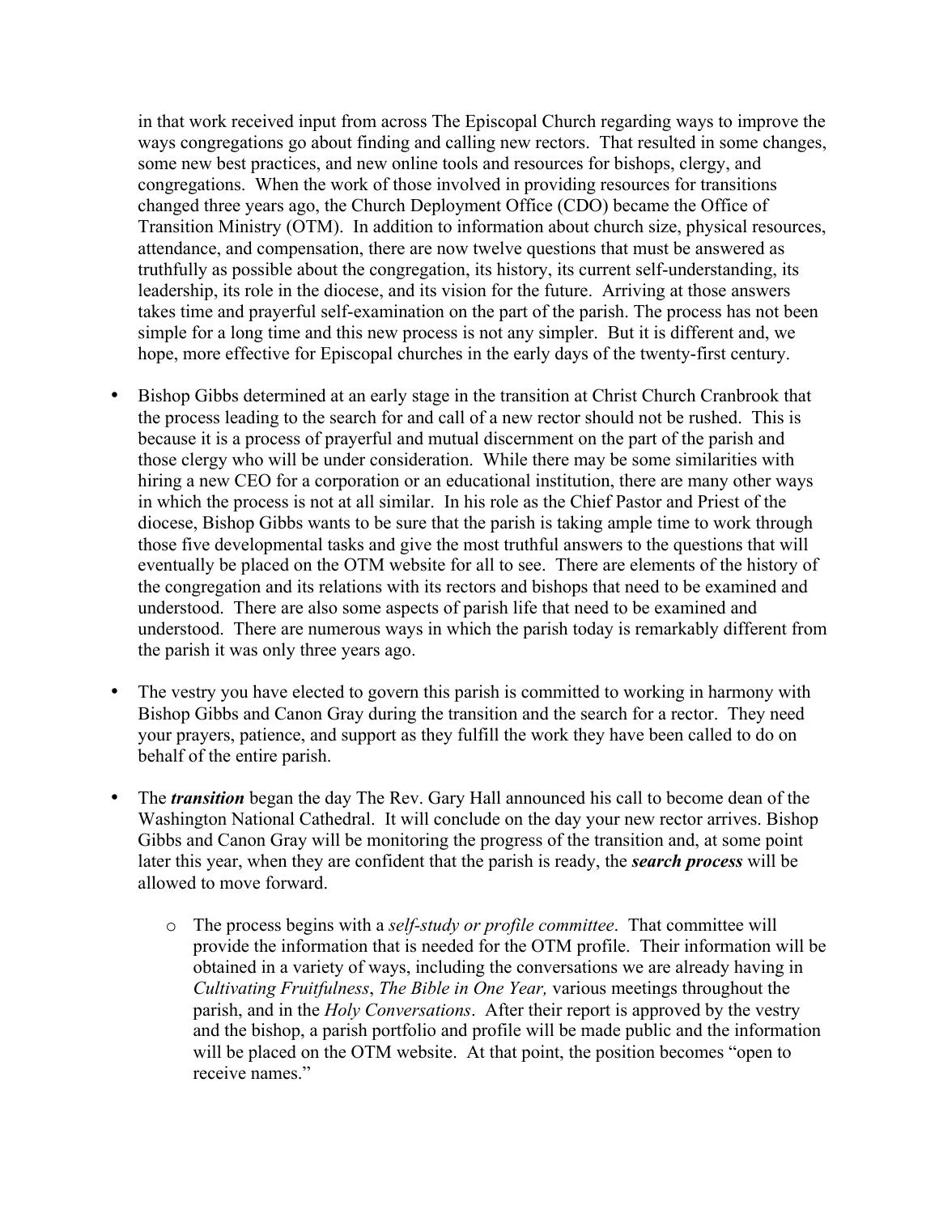in that work received input from across The Episcopal Church regarding ways to improve the ways congregations go about finding and calling new rectors. That resulted in some changes, some new best practices, and new online tools and resources for bishops, clergy, and congregations. When the work of those involved in providing resources for transitions changed three years ago, the Church Deployment Office (CDO) became the Office of Transition Ministry (OTM). In addition to information about church size, physical resources, attendance, and compensation, there are now twelve questions that must be answered as truthfully as possible about the congregation, its history, its current self-understanding, its leadership, its role in the diocese, and its vision for the future. Arriving at those answers takes time and prayerful self-examination on the part of the parish. The process has not been simple for a long time and this new process is not any simpler. But it is different and, we hope, more effective for Episcopal churches in the early days of the twenty-first century.

- Bishop Gibbs determined at an early stage in the transition at Christ Church Cranbrook that the process leading to the search for and call of a new rector should not be rushed. This is because it is a process of prayerful and mutual discernment on the part of the parish and those clergy who will be under consideration. While there may be some similarities with hiring a new CEO for a corporation or an educational institution, there are many other ways in which the process is not at all similar. In his role as the Chief Pastor and Priest of the diocese, Bishop Gibbs wants to be sure that the parish is taking ample time to work through those five developmental tasks and give the most truthful answers to the questions that will eventually be placed on the OTM website for all to see. There are elements of the history of the congregation and its relations with its rectors and bishops that need to be examined and understood. There are also some aspects of parish life that need to be examined and understood. There are numerous ways in which the parish today is remarkably different from the parish it was only three years ago.

- The vestry you have elected to govern this parish is committed to working in harmony with Bishop Gibbs and Canon Gray during the transition and the search for a rector. They need your prayers, patience, and support as they fulfill the work they have been called to do on behalf of the entire parish.

- The ***transition*** began the day The Rev. Gary Hall announced his call to become dean of the Washington National Cathedral. It will conclude on the day your new rector arrives. Bishop Gibbs and Canon Gray will be monitoring the progress of the transition and, at some point later this year, when they are confident that the parish is ready, the ***search process*** will be allowed to move forward.

    - The process begins with a *self-study or profile committee*. That committee will provide the information that is needed for the OTM profile. Their information will be obtained in a variety of ways, including the conversations we are already having in *Cultivating Fruitfulness*, *The Bible in One Year,* various meetings throughout the parish, and in the *Holy Conversations*. After their report is approved by the vestry and the bishop, a parish portfolio and profile will be made public and the information will be placed on the OTM website. At that point, the position becomes "open to receive names."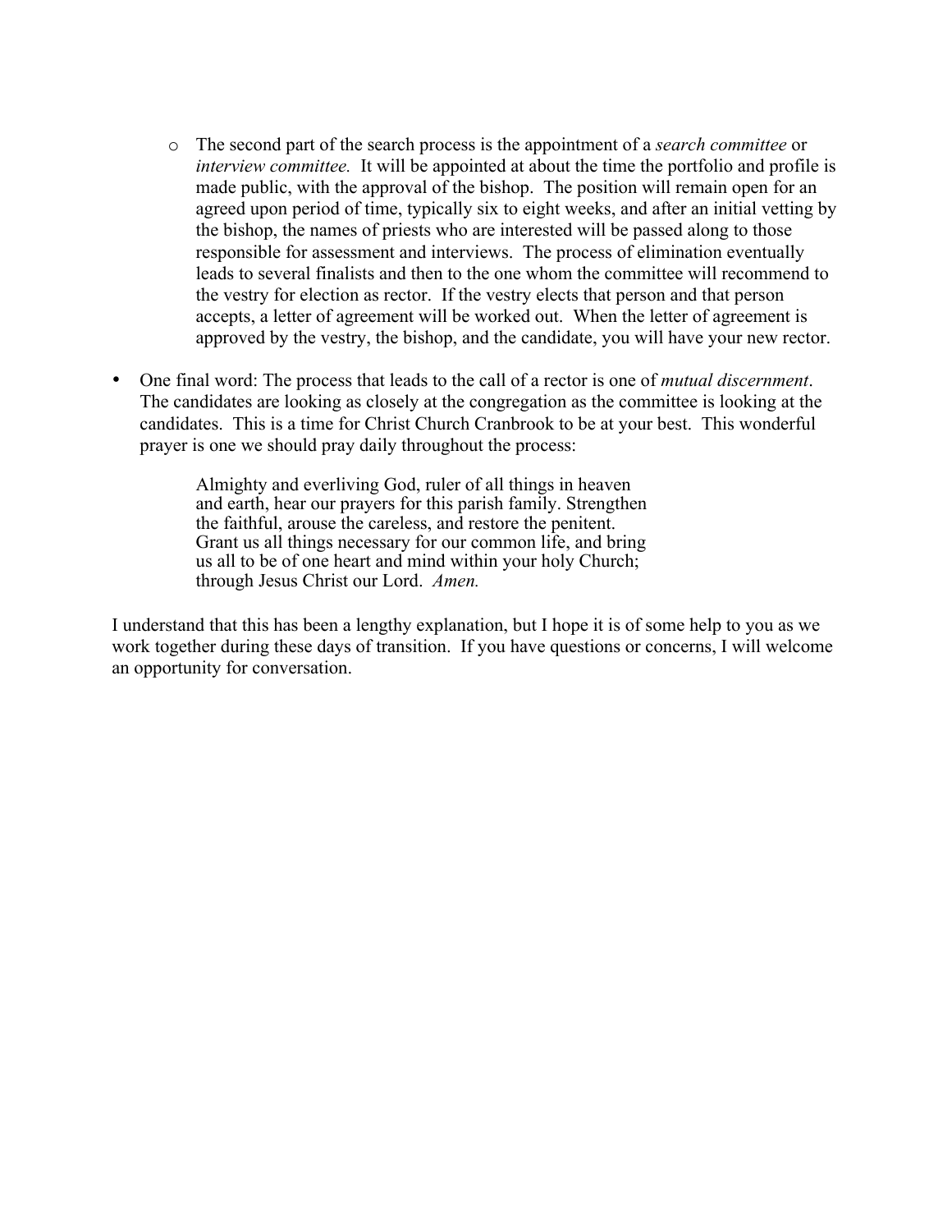- The second part of the search process is the appointment of a *search committee* or *interview committee.* It will be appointed at about the time the portfolio and profile is made public, with the approval of the bishop. The position will remain open for an agreed upon period of time, typically six to eight weeks, and after an initial vetting by the bishop, the names of priests who are interested will be passed along to those responsible for assessment and interviews. The process of elimination eventually leads to several finalists and then to the one whom the committee will recommend to the vestry for election as rector. If the vestry elects that person and that person accepts, a letter of agreement will be worked out. When the letter of agreement is approved by the vestry, the bishop, and the candidate, you will have your new rector.

- One final word: The process that leads to the call of a rector is one of *mutual discernment*. The candidates are looking as closely at the congregation as the committee is looking at the candidates. This is a time for Christ Church Cranbrook to be at your best. This wonderful prayer is one we should pray daily throughout the process:

  > Almighty and everliving God, ruler of all things in heaven and earth, hear our prayers for this parish family. Strengthen the faithful, arouse the careless, and restore the penitent. Grant us all things necessary for our common life, and bring us all to be of one heart and mind within your holy Church; through Jesus Christ our Lord. *Amen.*

I understand that this has been a lengthy explanation, but I hope it is of some help to you as we work together during these days of transition. If you have questions or concerns, I will welcome an opportunity for conversation.